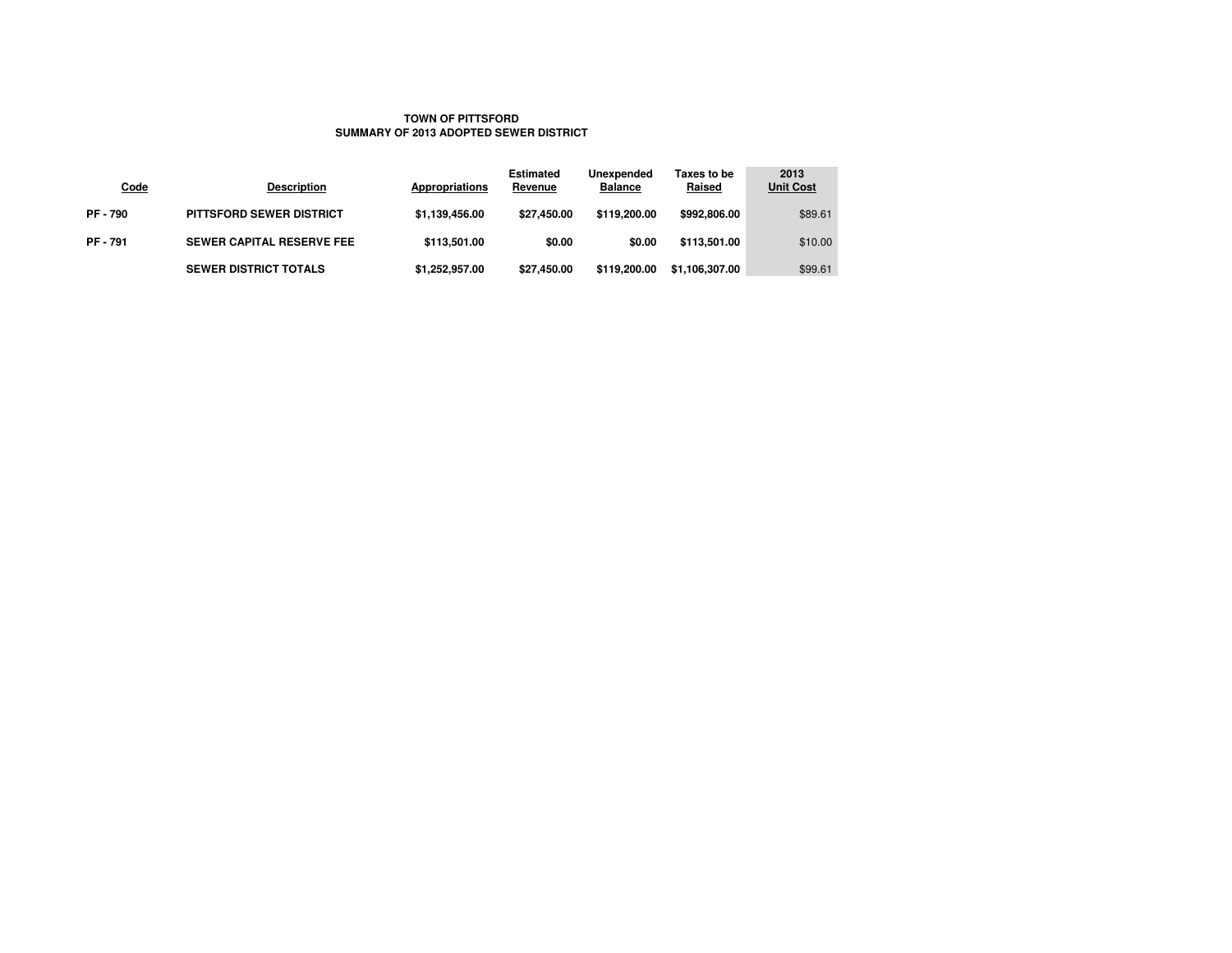**TOWN OF PITTSFORD**
**SUMMARY OF 2013 ADOPTED SEWER DISTRICT**

| Code | Description | Appropriations | Estimated Revenue | Unexpended Balance | Taxes to be Raised | 2013 Unit Cost |
|---|---|---|---|---|---|---|
| PF - 790 | PITTSFORD SEWER DISTRICT | $1,139,456.00 | $27,450.00 | $119,200.00 | $992,806.00 | $89.61 |
| PF - 791 | SEWER CAPITAL RESERVE FEE | $113,501.00 | $0.00 | $0.00 | $113,501.00 | $10.00 |
| | SEWER DISTRICT TOTALS | $1,252,957.00 | $27,450.00 | $119,200.00 | $1,106,307.00 | $99.61 |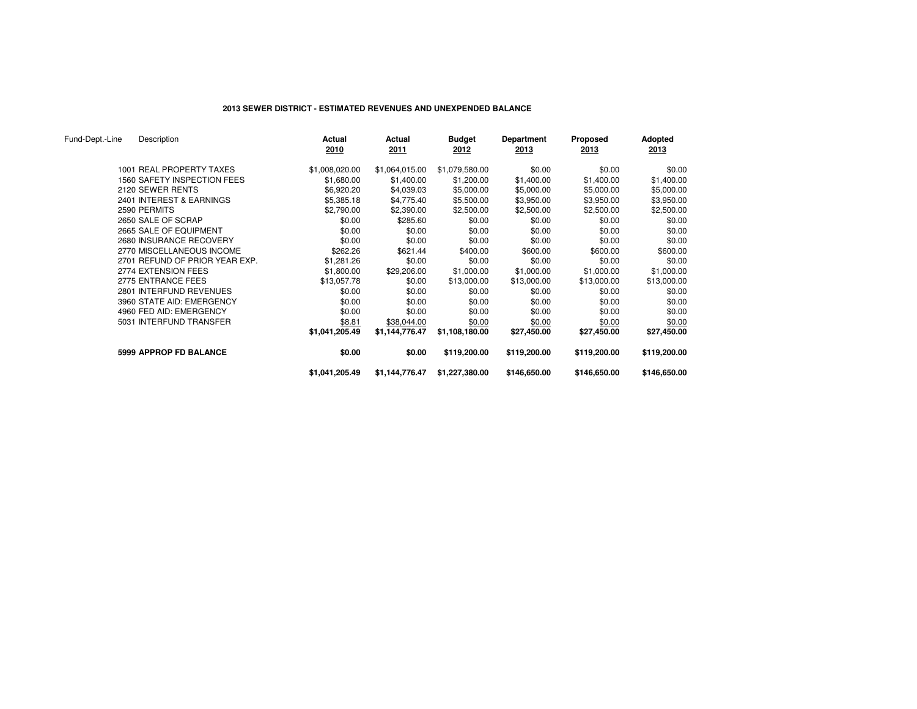## 2013 SEWER DISTRICT - ESTIMATED REVENUES AND UNEXPENDED BALANCE

| Fund-Dept.-Line | Description | Actual 2010 | Actual 2011 | Budget 2012 | Department 2013 | Proposed 2013 | Adopted 2013 |
|---|---|---|---|---|---|---|---|
| 1001 | REAL PROPERTY TAXES | $1,008,020.00 | $1,064,015.00 | $1,079,580.00 | $0.00 | $0.00 | $0.00 |
| 1560 | SAFETY INSPECTION FEES | $1,680.00 | $1,400.00 | $1,200.00 | $1,400.00 | $1,400.00 | $1,400.00 |
| 2120 | SEWER RENTS | $6,920.20 | $4,039.03 | $5,000.00 | $5,000.00 | $5,000.00 | $5,000.00 |
| 2401 | INTEREST & EARNINGS | $5,385.18 | $4,775.40 | $5,500.00 | $3,950.00 | $3,950.00 | $3,950.00 |
| 2590 | PERMITS | $2,790.00 | $2,390.00 | $2,500.00 | $2,500.00 | $2,500.00 | $2,500.00 |
| 2650 | SALE OF SCRAP | $0.00 | $285.60 | $0.00 | $0.00 | $0.00 | $0.00 |
| 2665 | SALE OF EQUIPMENT | $0.00 | $0.00 | $0.00 | $0.00 | $0.00 | $0.00 |
| 2680 | INSURANCE RECOVERY | $0.00 | $0.00 | $0.00 | $0.00 | $0.00 | $0.00 |
| 2770 | MISCELLANEOUS INCOME | $262.26 | $621.44 | $400.00 | $600.00 | $600.00 | $600.00 |
| 2701 | REFUND OF PRIOR YEAR EXP. | $1,281.26 | $0.00 | $0.00 | $0.00 | $0.00 | $0.00 |
| 2774 | EXTENSION FEES | $1,800.00 | $29,206.00 | $1,000.00 | $1,000.00 | $1,000.00 | $1,000.00 |
| 2775 | ENTRANCE FEES | $13,057.78 | $0.00 | $13,000.00 | $13,000.00 | $13,000.00 | $13,000.00 |
| 2801 | INTERFUND REVENUES | $0.00 | $0.00 | $0.00 | $0.00 | $0.00 | $0.00 |
| 3960 | STATE AID: EMERGENCY | $0.00 | $0.00 | $0.00 | $0.00 | $0.00 | $0.00 |
| 4960 | FED AID: EMERGENCY | $0.00 | $0.00 | $0.00 | $0.00 | $0.00 | $0.00 |
| 5031 | INTERFUND TRANSFER | $8.81 | $38,044.00 | $0.00 | $0.00 | $0.00 | $0.00 |
| | | **$1,041,205.49** | **$1,144,776.47** | **$1,108,180.00** | **$27,450.00** | **$27,450.00** | **$27,450.00** |
| **5999** | **APPROP FD BALANCE** | **$0.00** | **$0.00** | **$119,200.00** | **$119,200.00** | **$119,200.00** | **$119,200.00** |
| | | **$1,041,205.49** | **$1,144,776.47** | **$1,227,380.00** | **$146,650.00** | **$146,650.00** | **$146,650.00** |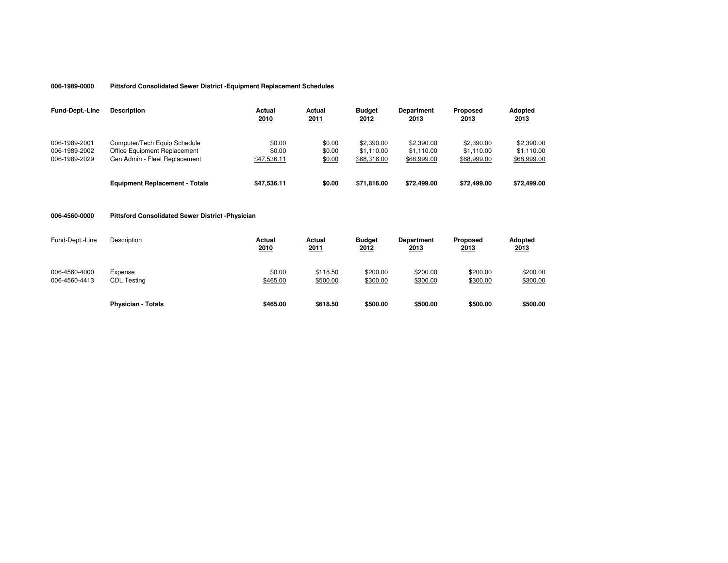**006-1989-0000 Pittsford Consolidated Sewer District -Equipment Replacement Schedules**

| Fund-Dept.-Line | Description | Actual 2010 | Actual 2011 | Budget 2012 | Department 2013 | Proposed 2013 | Adopted 2013 |
|---|---|---|---|---|---|---|---|
| 006-1989-2001 | Computer/Tech Equip Schedule | $0.00 | $0.00 | $2,390.00 | $2,390.00 | $2,390.00 | $2,390.00 |
| 006-1989-2002 | Office Equipment Replacement | $0.00 | $0.00 | $1,110.00 | $1,110.00 | $1,110.00 | $1,110.00 |
| 006-1989-2029 | Gen Admin - Fleet Replacement | $47,536.11 | $0.00 | $68,316.00 | $68,999.00 | $68,999.00 | $68,999.00 |
| | **Equipment Replacement - Totals** | **$47,536.11** | **$0.00** | **$71,816.00** | **$72,499.00** | **$72,499.00** | **$72,499.00** |

**006-4560-0000 Pittsford Consolidated Sewer District -Physician**

| Fund-Dept.-Line | Description | Actual 2010 | Actual 2011 | Budget 2012 | Department 2013 | Proposed 2013 | Adopted 2013 |
|---|---|---|---|---|---|---|---|
| 006-4560-4000 | Expense | $0.00 | $118.50 | $200.00 | $200.00 | $200.00 | $200.00 |
| 006-4560-4413 | CDL Testing | $465.00 | $500.00 | $300.00 | $300.00 | $300.00 | $300.00 |
| | **Physician - Totals** | **$465.00** | **$618.50** | **$500.00** | **$500.00** | **$500.00** | **$500.00** |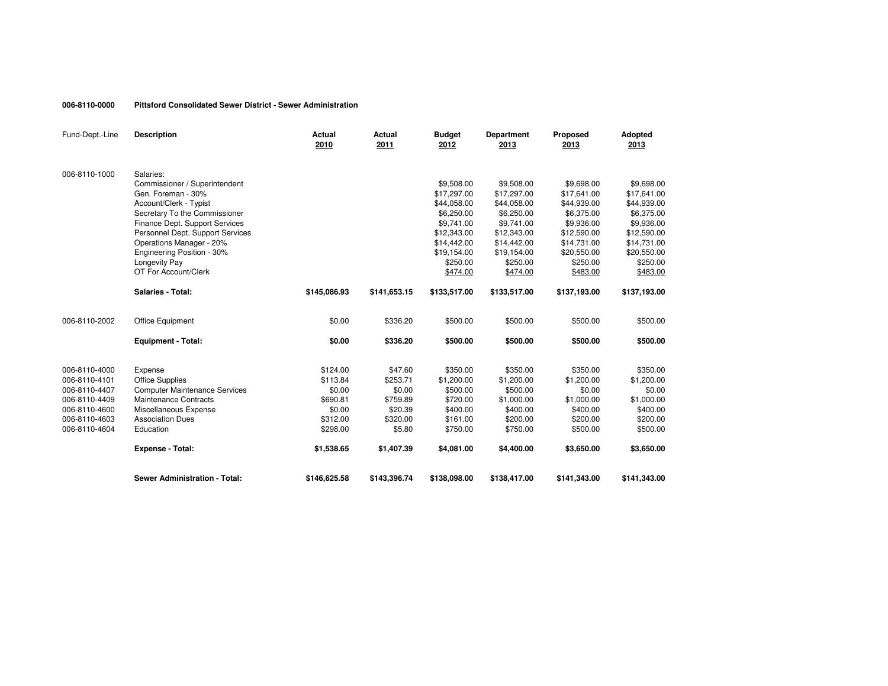**006-8110-0000 Pittsford Consolidated Sewer District - Sewer Administration**

| Fund-Dept.-Line | Description | Actual 2010 | Actual 2011 | Budget 2012 | Department 2013 | Proposed 2013 | Adopted 2013 |
|---|---|---|---|---|---|---|---|
| 006-8110-1000 | Salaries: | | | | | | |
| | Commissioner / Superintendent | | | $9,508.00 | $9,508.00 | $9,698.00 | $9,698.00 |
| | Gen. Foreman - 30% | | | $17,297.00 | $17,297.00 | $17,641.00 | $17,641.00 |
| | Account/Clerk - Typist | | | $44,058.00 | $44,058.00 | $44,939.00 | $44,939.00 |
| | Secretary To the Commissioner | | | $6,250.00 | $6,250.00 | $6,375.00 | $6,375.00 |
| | Finance Dept. Support Services | | | $9,741.00 | $9,741.00 | $9,936.00 | $9,936.00 |
| | Personnel Dept. Support Services | | | $12,343.00 | $12,343.00 | $12,590.00 | $12,590.00 |
| | Operations Manager - 20% | | | $14,442.00 | $14,442.00 | $14,731.00 | $14,731.00 |
| | Engineering Position - 30% | | | $19,154.00 | $19,154.00 | $20,550.00 | $20,550.00 |
| | Longevity Pay | | | $250.00 | $250.00 | $250.00 | $250.00 |
| | OT For Account/Clerk | | | $474.00 | $474.00 | $483.00 | $483.00 |
| | **Salaries - Total:** | **$145,086.93** | **$141,653.15** | **$133,517.00** | **$133,517.00** | **$137,193.00** | **$137,193.00** |
| 006-8110-2002 | Office Equipment | $0.00 | $336.20 | $500.00 | $500.00 | $500.00 | $500.00 |
| | **Equipment - Total:** | **$0.00** | **$336.20** | **$500.00** | **$500.00** | **$500.00** | **$500.00** |
| 006-8110-4000 | Expense | $124.00 | $47.60 | $350.00 | $350.00 | $350.00 | $350.00 |
| 006-8110-4101 | Office Supplies | $113.84 | $253.71 | $1,200.00 | $1,200.00 | $1,200.00 | $1,200.00 |
| 006-8110-4407 | Computer Maintenance Services | $0.00 | $0.00 | $500.00 | $500.00 | $0.00 | $0.00 |
| 006-8110-4409 | Maintenance Contracts | $690.81 | $759.89 | $720.00 | $1,000.00 | $1,000.00 | $1,000.00 |
| 006-8110-4600 | Miscellaneous Expense | $0.00 | $20.39 | $400.00 | $400.00 | $400.00 | $400.00 |
| 006-8110-4603 | Association Dues | $312.00 | $320.00 | $161.00 | $200.00 | $200.00 | $200.00 |
| 006-8110-4604 | Education | $298.00 | $5.80 | $750.00 | $750.00 | $500.00 | $500.00 |
| | **Expense - Total:** | **$1,538.65** | **$1,407.39** | **$4,081.00** | **$4,400.00** | **$3,650.00** | **$3,650.00** |
| | **Sewer Administration - Total:** | **$146,625.58** | **$143,396.74** | **$138,098.00** | **$138,417.00** | **$141,343.00** | **$141,343.00** |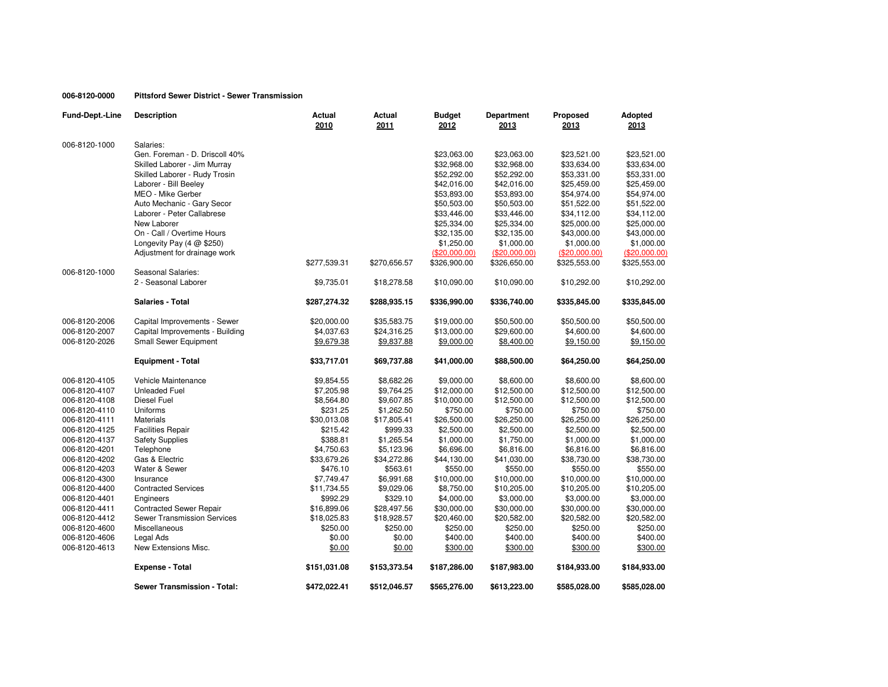**006-8120-0000 Pittsford Sewer District - Sewer Transmission**

| Fund-Dept.-Line | Description | Actual 2010 | Actual 2011 | Budget 2012 | Department 2013 | Proposed 2013 | Adopted 2013 |
|---|---|---|---|---|---|---|---|
| 006-8120-1000 | Salaries: | | | | | | |
| | Gen. Foreman - D. Driscoll 40% | | | $23,063.00 | $23,063.00 | $23,521.00 | $23,521.00 |
| | Skilled Laborer - Jim Murray | | | $32,968.00 | $32,968.00 | $33,634.00 | $33,634.00 |
| | Skilled Laborer - Rudy Trosin | | | $52,292.00 | $52,292.00 | $53,331.00 | $53,331.00 |
| | Laborer - Bill Beeley | | | $42,016.00 | $42,016.00 | $25,459.00 | $25,459.00 |
| | MEO - Mike Gerber | | | $53,893.00 | $53,893.00 | $54,974.00 | $54,974.00 |
| | Auto Mechanic - Gary Secor | | | $50,503.00 | $50,503.00 | $51,522.00 | $51,522.00 |
| | Laborer - Peter Callabrese | | | $33,446.00 | $33,446.00 | $34,112.00 | $34,112.00 |
| | New Laborer | | | $25,334.00 | $25,334.00 | $25,000.00 | $25,000.00 |
| | On - Call / Overtime Hours | | | $32,135.00 | $32,135.00 | $43,000.00 | $43,000.00 |
| | Longevity Pay (4 @ $250) | | | $1,250.00 | $1,000.00 | $1,000.00 | $1,000.00 |
| | Adjustment for drainage work | | | ($20,000.00) | ($20,000.00) | ($20,000.00) | ($20,000.00) |
| | | $277,539.31 | $270,656.57 | $326,900.00 | $326,650.00 | $325,553.00 | $325,553.00 |
| 006-8120-1000 | Seasonal Salaries: | | | | | | |
| | 2 - Seasonal Laborer | $9,735.01 | $18,278.58 | $10,090.00 | $10,090.00 | $10,292.00 | $10,292.00 |
| | **Salaries - Total** | **$287,274.32** | **$288,935.15** | **$336,990.00** | **$336,740.00** | **$335,845.00** | **$335,845.00** |
| 006-8120-2006 | Capital Improvements - Sewer | $20,000.00 | $35,583.75 | $19,000.00 | $50,500.00 | $50,500.00 | $50,500.00 |
| 006-8120-2007 | Capital Improvements - Building | $4,037.63 | $24,316.25 | $13,000.00 | $29,600.00 | $4,600.00 | $4,600.00 |
| 006-8120-2026 | Small Sewer Equipment | $9,679.38 | $9,837.88 | $9,000.00 | $8,400.00 | $9,150.00 | $9,150.00 |
| | **Equipment - Total** | **$33,717.01** | **$69,737.88** | **$41,000.00** | **$88,500.00** | **$64,250.00** | **$64,250.00** |
| 006-8120-4105 | Vehicle Maintenance | $9,854.55 | $8,682.26 | $9,000.00 | $8,600.00 | $8,600.00 | $8,600.00 |
| 006-8120-4107 | Unleaded Fuel | $7,205.98 | $9,764.25 | $12,000.00 | $12,500.00 | $12,500.00 | $12,500.00 |
| 006-8120-4108 | Diesel Fuel | $8,564.80 | $9,607.85 | $10,000.00 | $12,500.00 | $12,500.00 | $12,500.00 |
| 006-8120-4110 | Uniforms | $231.25 | $1,262.50 | $750.00 | $750.00 | $750.00 | $750.00 |
| 006-8120-4111 | Materials | $30,013.08 | $17,805.41 | $26,500.00 | $26,250.00 | $26,250.00 | $26,250.00 |
| 006-8120-4125 | Facilities Repair | $215.42 | $999.33 | $2,500.00 | $2,500.00 | $2,500.00 | $2,500.00 |
| 006-8120-4137 | Safety Supplies | $388.81 | $1,265.54 | $1,000.00 | $1,750.00 | $1,000.00 | $1,000.00 |
| 006-8120-4201 | Telephone | $4,750.63 | $5,123.96 | $6,696.00 | $6,816.00 | $6,816.00 | $6,816.00 |
| 006-8120-4202 | Gas & Electric | $33,679.26 | $34,272.86 | $44,130.00 | $41,030.00 | $38,730.00 | $38,730.00 |
| 006-8120-4203 | Water & Sewer | $476.10 | $563.61 | $550.00 | $550.00 | $550.00 | $550.00 |
| 006-8120-4300 | Insurance | $7,749.47 | $6,991.68 | $10,000.00 | $10,000.00 | $10,000.00 | $10,000.00 |
| 006-8120-4400 | Contracted Services | $11,734.55 | $9,029.06 | $8,750.00 | $10,205.00 | $10,205.00 | $10,205.00 |
| 006-8120-4401 | Engineers | $992.29 | $329.10 | $4,000.00 | $3,000.00 | $3,000.00 | $3,000.00 |
| 006-8120-4411 | Contracted Sewer Repair | $16,899.06 | $28,497.56 | $30,000.00 | $30,000.00 | $30,000.00 | $30,000.00 |
| 006-8120-4412 | Sewer Transmission Services | $18,025.83 | $18,928.57 | $20,460.00 | $20,582.00 | $20,582.00 | $20,582.00 |
| 006-8120-4600 | Miscellaneous | $250.00 | $250.00 | $250.00 | $250.00 | $250.00 | $250.00 |
| 006-8120-4606 | Legal Ads | $0.00 | $0.00 | $400.00 | $400.00 | $400.00 | $400.00 |
| 006-8120-4613 | New Extensions Misc. | $0.00 | $0.00 | $300.00 | $300.00 | $300.00 | $300.00 |
| | **Expense - Total** | **$151,031.08** | **$153,373.54** | **$187,286.00** | **$187,983.00** | **$184,933.00** | **$184,933.00** |
| | **Sewer Transmission - Total:** | **$472,022.41** | **$512,046.57** | **$565,276.00** | **$613,223.00** | **$585,028.00** | **$585,028.00** |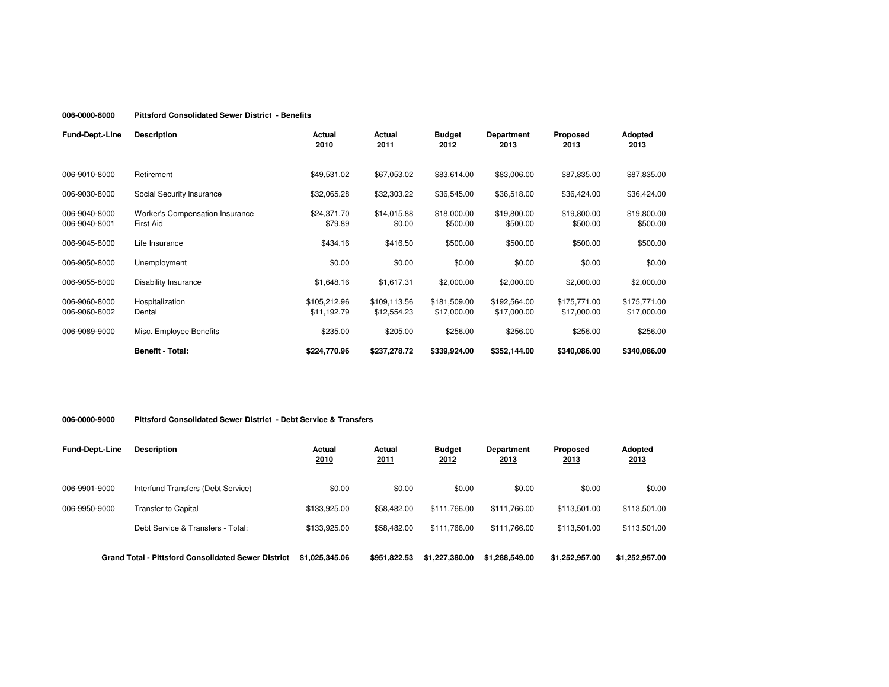**006-0000-8000 Pittsford Consolidated Sewer District - Benefits**

| Fund-Dept.-Line | Description | Actual 2010 | Actual 2011 | Budget 2012 | Department 2013 | Proposed 2013 | Adopted 2013 |
|---|---|---|---|---|---|---|---|
| 006-9010-8000 | Retirement | $49,531.02 | $67,053.02 | $83,614.00 | $83,006.00 | $87,835.00 | $87,835.00 |
| 006-9030-8000 | Social Security Insurance | $32,065.28 | $32,303.22 | $36,545.00 | $36,518.00 | $36,424.00 | $36,424.00 |
| 006-9040-8000 | Worker's Compensation Insurance | $24,371.70 | $14,015.88 | $18,000.00 | $19,800.00 | $19,800.00 | $19,800.00 |
| 006-9040-8001 | First Aid | $79.89 | $0.00 | $500.00 | $500.00 | $500.00 | $500.00 |
| 006-9045-8000 | Life Insurance | $434.16 | $416.50 | $500.00 | $500.00 | $500.00 | $500.00 |
| 006-9050-8000 | Unemployment | $0.00 | $0.00 | $0.00 | $0.00 | $0.00 | $0.00 |
| 006-9055-8000 | Disability Insurance | $1,648.16 | $1,617.31 | $2,000.00 | $2,000.00 | $2,000.00 | $2,000.00 |
| 006-9060-8000 | Hospitalization | $105,212.96 | $109,113.56 | $181,509.00 | $192,564.00 | $175,771.00 | $175,771.00 |
| 006-9060-8002 | Dental | $11,192.79 | $12,554.23 | $17,000.00 | $17,000.00 | $17,000.00 | $17,000.00 |
| 006-9089-9000 | Misc. Employee Benefits | $235.00 | $205.00 | $256.00 | $256.00 | $256.00 | $256.00 |
| | **Benefit - Total:** | **$224,770.96** | **$237,278.72** | **$339,924.00** | **$352,144.00** | **$340,086.00** | **$340,086.00** |

**006-0000-9000 Pittsford Consolidated Sewer District - Debt Service & Transfers**

| Fund-Dept.-Line | Description | Actual 2010 | Actual 2011 | Budget 2012 | Department 2013 | Proposed 2013 | Adopted 2013 |
|---|---|---|---|---|---|---|---|
| 006-9901-9000 | Interfund Transfers (Debt Service) | $0.00 | $0.00 | $0.00 | $0.00 | $0.00 | $0.00 |
| 006-9950-9000 | Transfer to Capital | $133,925.00 | $58,482.00 | $111,766.00 | $111,766.00 | $113,501.00 | $113,501.00 |
| | Debt Service & Transfers - Total: | $133,925.00 | $58,482.00 | $111,766.00 | $111,766.00 | $113,501.00 | $113,501.00 |
| | **Grand Total - Pittsford Consolidated Sewer District** | **$1,025,345.06** | **$951,822.53** | **$1,227,380.00** | **$1,288,549.00** | **$1,252,957.00** | **$1,252,957.00** |